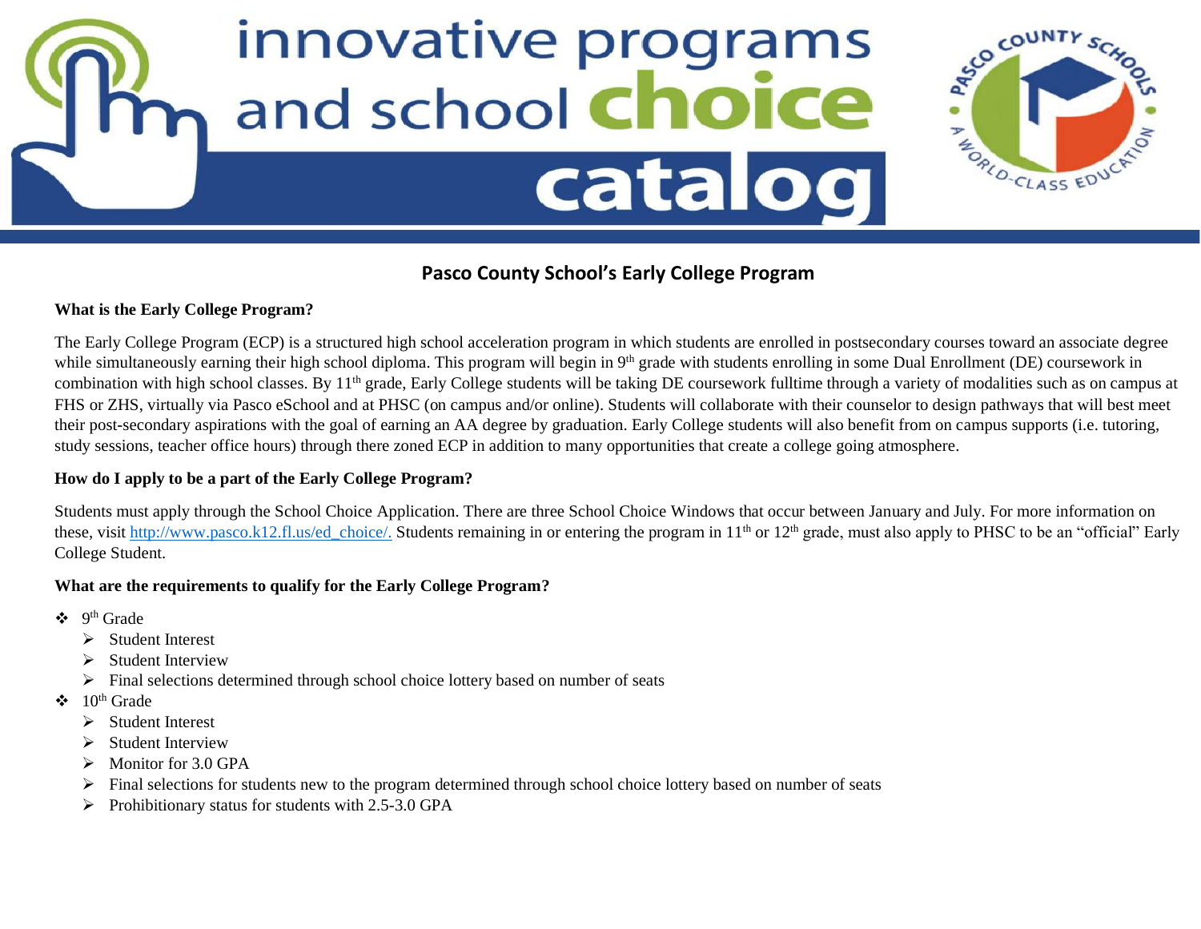# innovative programs and school choice catalog

## Pasco County School's Early College Program

**What is the Early College Program?**

The Early College Program (ECP) is a structured high school acceleration program in which students are enrolled in postsecondary courses toward an associate degree while simultaneously earning their high school diploma. This program will begin in 9th grade with students enrolling in some Dual Enrollment (DE) coursework in combination with high school classes. By 11th grade, Early College students will be taking DE coursework fulltime through a variety of modalities such as on campus at FHS or ZHS, virtually via Pasco eSchool and at PHSC (on campus and/or online). Students will collaborate with their counselor to design pathways that will best meet their post-secondary aspirations with the goal of earning an AA degree by graduation. Early College students will also benefit from on campus supports (i.e. tutoring, study sessions, teacher office hours) through there zoned ECP in addition to many opportunities that create a college going atmosphere.

**How do I apply to be a part of the Early College Program?**

Students must apply through the School Choice Application. There are three School Choice Windows that occur between January and July. For more information on these, visit [http://www.pasco.k12.fl.us/ed_choice/.](http://www.pasco.k12.fl.us/ed_choice/) Students remaining in or entering the program in 11th or 12th grade, must also apply to PHSC to be an "official" Early College Student.

**What are the requirements to qualify for the Early College Program?**

- 9th Grade
  - Student Interest
  - Student Interview
  - Final selections determined through school choice lottery based on number of seats
- 10th Grade
  - Student Interest
  - Student Interview
  - Monitor for 3.0 GPA
  - Final selections for students new to the program determined through school choice lottery based on number of seats
  - Prohibitionary status for students with 2.5-3.0 GPA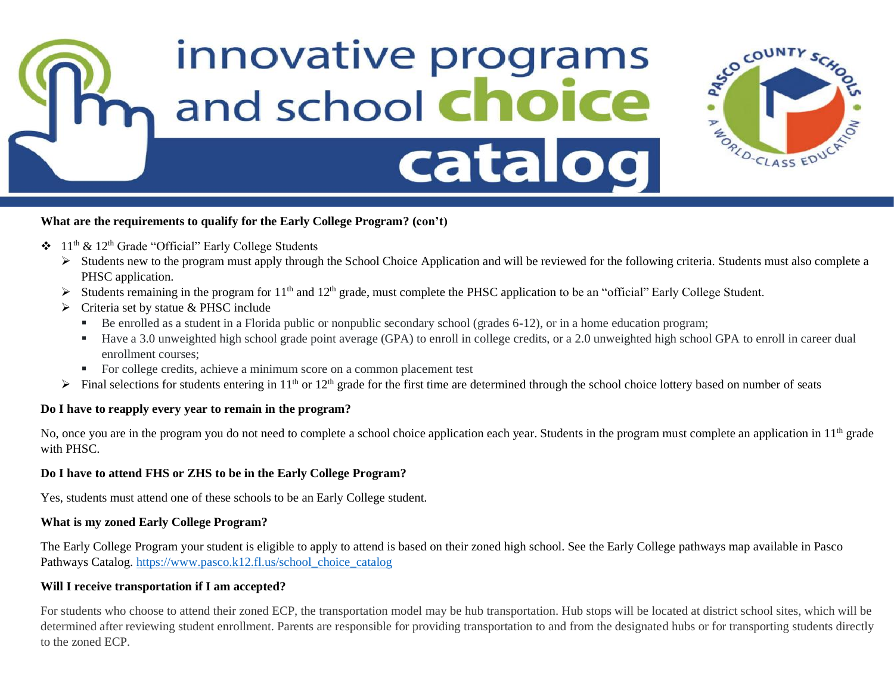**What are the requirements to qualify for the Early College Program? (con't)**

- 11th & 12th Grade "Official" Early College Students
  - Students new to the program must apply through the School Choice Application and will be reviewed for the following criteria. Students must also complete a PHSC application.
  - Students remaining in the program for 11th and 12th grade, must complete the PHSC application to be an "official" Early College Student.
  - Criteria set by statue & PHSC include
    - Be enrolled as a student in a Florida public or nonpublic secondary school (grades 6-12), or in a home education program;
    - Have a 3.0 unweighted high school grade point average (GPA) to enroll in college credits, or a 2.0 unweighted high school GPA to enroll in career dual enrollment courses;
    - For college credits, achieve a minimum score on a common placement test
  - Final selections for students entering in 11th or 12th grade for the first time are determined through the school choice lottery based on number of seats

**Do I have to reapply every year to remain in the program?**

No, once you are in the program you do not need to complete a school choice application each year. Students in the program must complete an application in 11th grade with PHSC.

**Do I have to attend FHS or ZHS to be in the Early College Program?**

Yes, students must attend one of these schools to be an Early College student.

**What is my zoned Early College Program?**

The Early College Program your student is eligible to apply to attend is based on their zoned high school. See the Early College pathways map available in Pasco Pathways Catalog. https://www.pasco.k12.fl.us/school_choice_catalog

**Will I receive transportation if I am accepted?**

For students who choose to attend their zoned ECP, the transportation model may be hub transportation. Hub stops will be located at district school sites, which will be determined after reviewing student enrollment. Parents are responsible for providing transportation to and from the designated hubs or for transporting students directly to the zoned ECP.